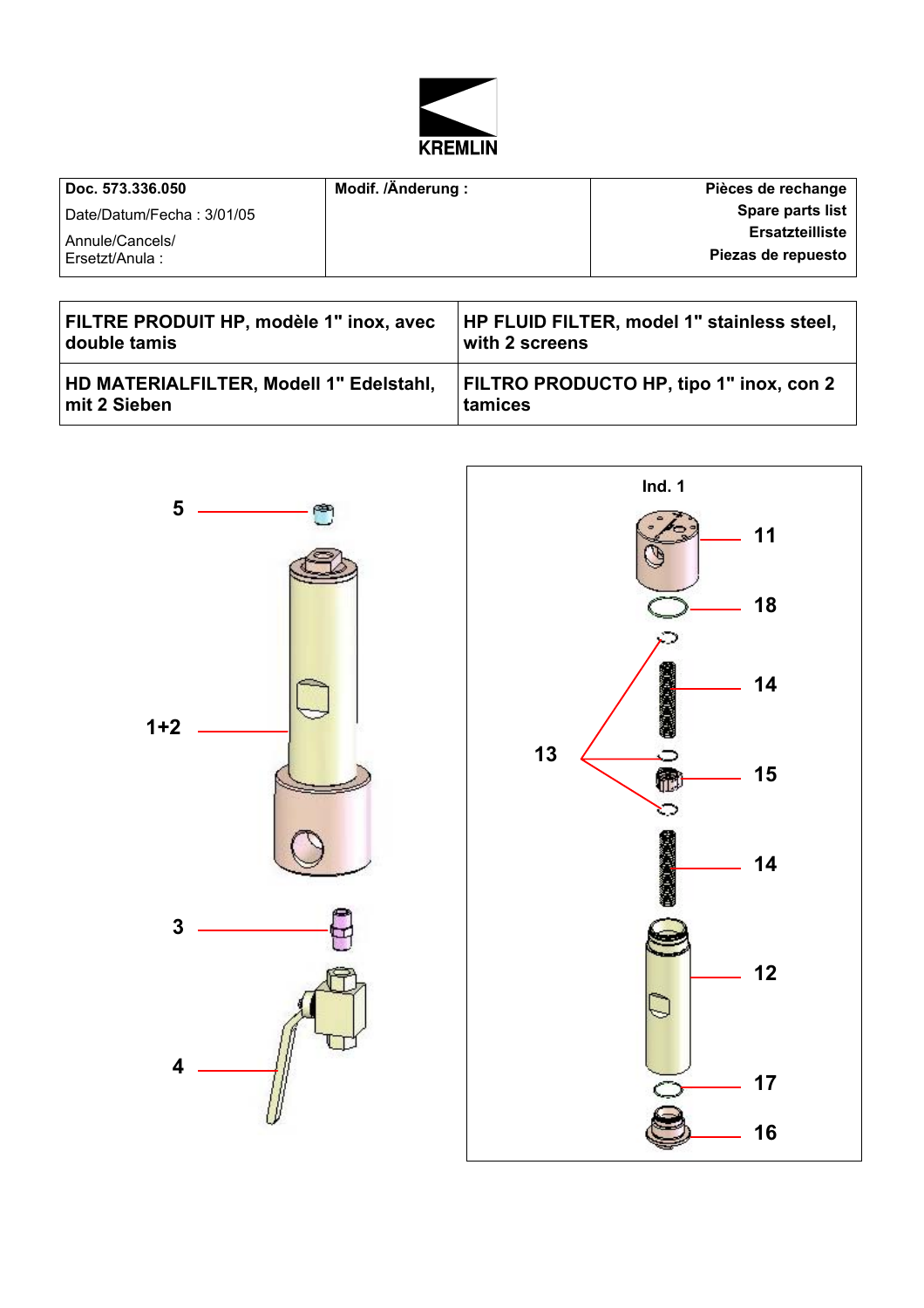KREMLIN

| Doc. 573.336.050<br>Date/Datum/Fecha : 3/01/05<br>Annule/Cancels/<br>Ersetzt/Anula : | Modif. /Änderung : | Pièces de rechange<br>Spare parts list<br>Ersatzteilliste<br>Piezas de repuesto |
|---|---|---|

| FILTRE PRODUIT HP, modèle 1" inox, avec double tamis | HP FLUID FILTER, model 1" stainless steel, with 2 screens |
|---|---|
| HD MATERIALFILTER, Modell 1" Edelstahl, mit 2 Sieben | FILTRO PRODUCTO HP, tipo 1" inox, con 2 tamices |

5

1+2

3

4

Ind. 1

11

18

14

13

15

14

12

17

16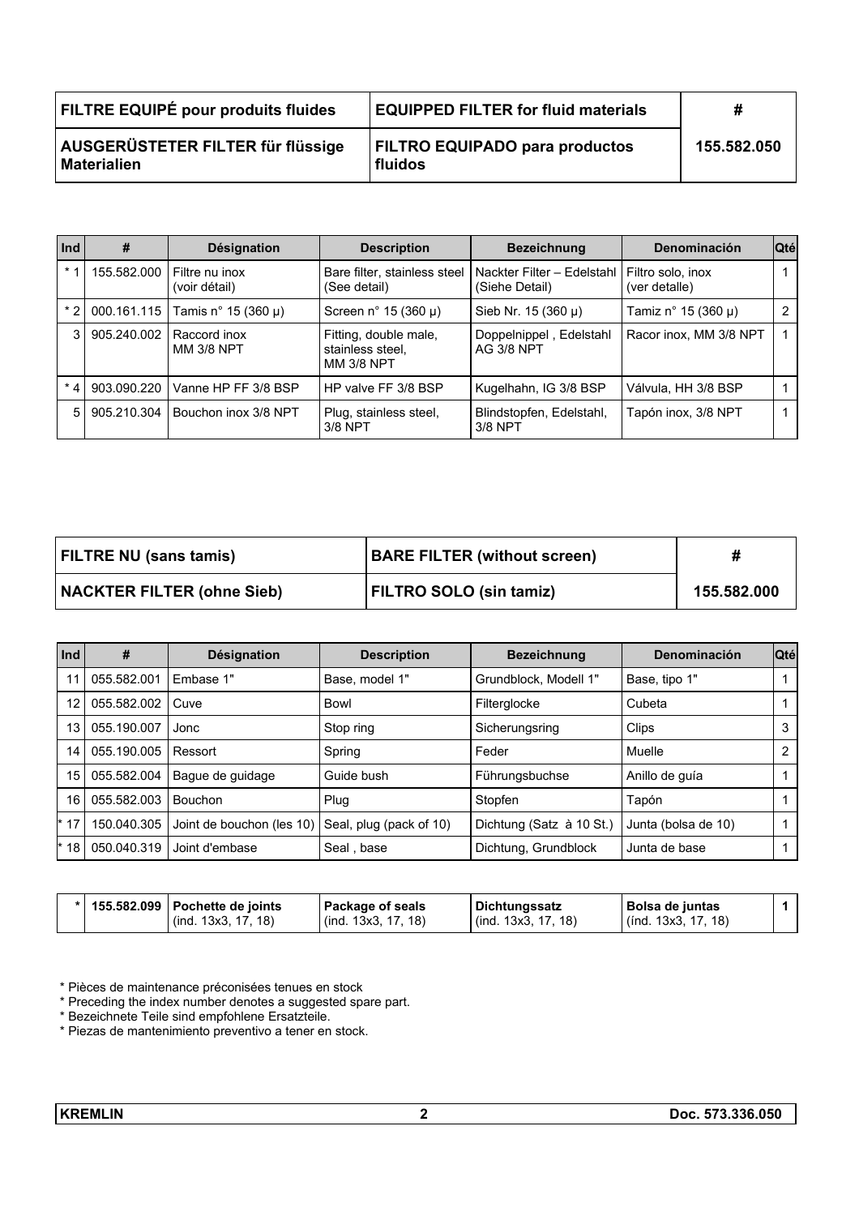| FILTRE EQUIPÉ pour produits fluides | EQUIPPED FILTER for fluid materials | # |
|---|---|---|
| AUSGERÜSTETER FILTER für flüssige Materialien | FILTRO EQUIPADO para productos fluidos | 155.582.050 |

| Ind | # | Désignation | Description | Bezeichnung | Denominación | Qté |
|---|---|---|---|---|---|---|
| * 1 | 155.582.000 | Filtre nu inox (voir détail) | Bare filter, stainless steel (See detail) | Nackter Filter – Edelstahl (Siehe Detail) | Filtro solo, inox (ver detalle) | 1 |
| * 2 | 000.161.115 | Tamis n° 15 (360 µ) | Screen n° 15 (360 µ) | Sieb Nr. 15 (360 µ) | Tamiz n° 15 (360 µ) | 2 |
| 3 | 905.240.002 | Raccord inox MM 3/8 NPT | Fitting, double male, stainless steel, MM 3/8 NPT | Doppelnippel , Edelstahl AG 3/8 NPT | Racor inox, MM 3/8 NPT | 1 |
| * 4 | 903.090.220 | Vanne HP FF 3/8 BSP | HP valve FF 3/8 BSP | Kugelhahn, IG 3/8 BSP | Válvula, HH 3/8 BSP | 1 |
| 5 | 905.210.304 | Bouchon inox 3/8 NPT | Plug, stainless steel, 3/8 NPT | Blindstopfen, Edelstahl, 3/8 NPT | Tapón inox, 3/8 NPT | 1 |

| FILTRE NU (sans tamis) | BARE FILTER (without screen) | # |
|---|---|---|
| NACKTER FILTER (ohne Sieb) | FILTRO SOLO (sin tamiz) | 155.582.000 |

| Ind | # | Désignation | Description | Bezeichnung | Denominación | Qté |
|---|---|---|---|---|---|---|
| 11 | 055.582.001 | Embase 1" | Base, model 1" | Grundblock, Modell 1" | Base, tipo 1" | 1 |
| 12 | 055.582.002 | Cuve | Bowl | Filterglocke | Cubeta | 1 |
| 13 | 055.190.007 | Jonc | Stop ring | Sicherungsring | Clips | 3 |
| 14 | 055.190.005 | Ressort | Spring | Feder | Muelle | 2 |
| 15 | 055.582.004 | Bague de guidage | Guide bush | Führungsbuchse | Anillo de guía | 1 |
| 16 | 055.582.003 | Bouchon | Plug | Stopfen | Tapón | 1 |
| * 17 | 150.040.305 | Joint de bouchon (les 10) | Seal, plug (pack of 10) | Dichtung (Satz à 10 St.) | Junta (bolsa de 10) | 1 |
| * 18 | 050.040.319 | Joint d'embase | Seal , base | Dichtung, Grundblock | Junta de base | 1 |

| * | 155.582.099 | Pochette de joints (ind. 13x3, 17, 18) | Package of seals (ind. 13x3, 17, 18) | Dichtungssatz (ind. 13x3, 17, 18) | Bolsa de juntas (índ. 13x3, 17, 18) | 1 |
|---|---|---|---|---|---|---|

\* Pièces de maintenance préconisées tenues en stock
\* Preceding the index number denotes a suggested spare part.
\* Bezeichnete Teile sind empfohlene Ersatzteile.
\* Piezas de mantenimiento preventivo a tener en stock.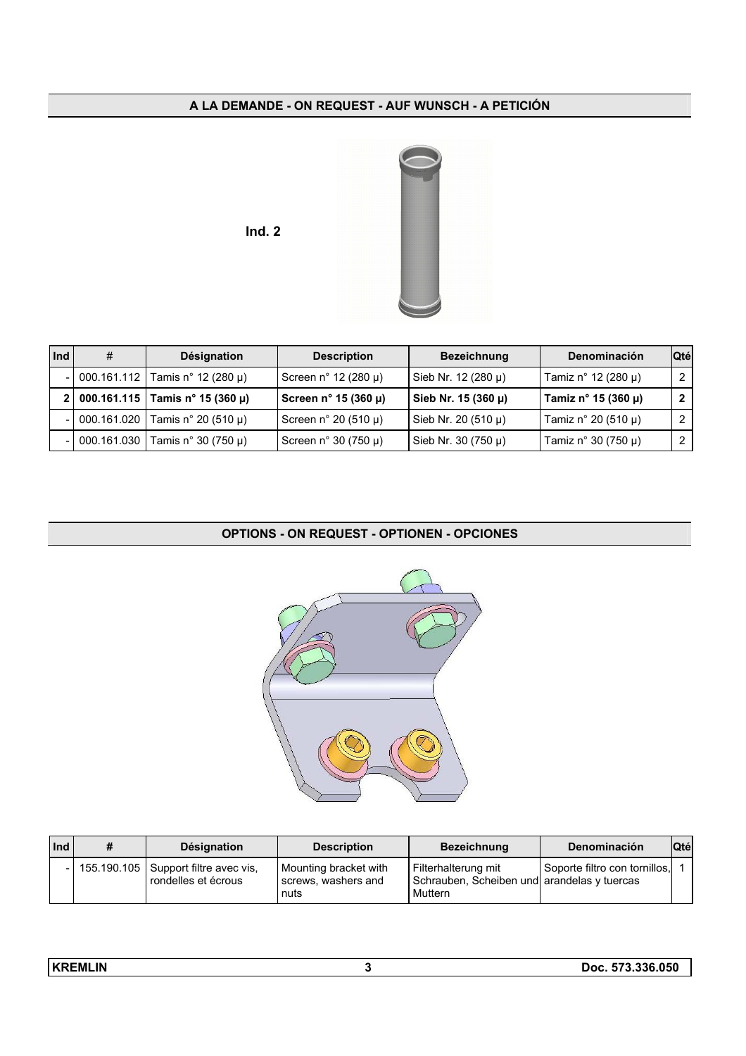## A LA DEMANDE - ON REQUEST - AUF WUNSCH - A PETICIÓN

**Ind. 2**

| Ind | # | Désignation | Description | Bezeichnung | Denominación | Qté |
|---|---|---|---|---|---|---|
| - | 000.161.112 | Tamis n° 12 (280 µ) | Screen n° 12 (280 µ) | Sieb Nr. 12 (280 µ) | Tamiz n° 12 (280 µ) | 2 |
| **2** | **000.161.115** | **Tamis n° 15 (360 µ)** | **Screen n° 15 (360 µ)** | **Sieb Nr. 15 (360 µ)** | **Tamiz n° 15 (360 µ)** | **2** |
| - | 000.161.020 | Tamis n° 20 (510 µ) | Screen n° 20 (510 µ) | Sieb Nr. 20 (510 µ) | Tamiz n° 20 (510 µ) | 2 |
| - | 000.161.030 | Tamis n° 30 (750 µ) | Screen n° 30 (750 µ) | Sieb Nr. 30 (750 µ) | Tamiz n° 30 (750 µ) | 2 |

## OPTIONS - ON REQUEST - OPTIONEN - OPCIONES

| Ind | # | Désignation | Description | Bezeichnung | Denominación | Qté |
|---|---|---|---|---|---|---|
| - | 155.190.105 | Support filtre avec vis, rondelles et écrous | Mounting bracket with screws, washers and nuts | Filterhalterung mit Schrauben, Scheiben und Muttern | Soporte filtro con tornillos, arandelas y tuercas | 1 |